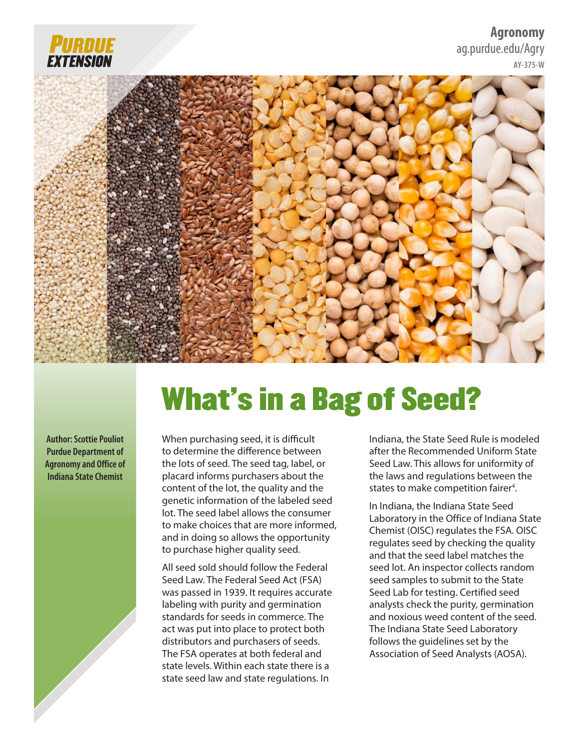Agronomy
ag.purdue.edu/Agry
AY-375-W

# What's in a Bag of Seed?

**Author: Scottie Pouliot**
**Purdue Department of Agronomy and Office of Indiana State Chemist**

When purchasing seed, it is difficult to determine the difference between the lots of seed. The seed tag, label, or placard informs purchasers about the content of the lot, the quality and the genetic information of the labeled seed lot. The seed label allows the consumer to make choices that are more informed, and in doing so allows the opportunity to purchase higher quality seed.

All seed sold should follow the Federal Seed Law. The Federal Seed Act (FSA) was passed in 1939. It requires accurate labeling with purity and germination standards for seeds in commerce. The act was put into place to protect both distributors and purchasers of seeds. The FSA operates at both federal and state levels. Within each state there is a state seed law and state regulations. In Indiana, the State Seed Rule is modeled after the Recommended Uniform State Seed Law. This allows for uniformity of the laws and regulations between the states to make competition fairer[4].

In Indiana, the Indiana State Seed Laboratory in the Office of Indiana State Chemist (OISC) regulates the FSA. OISC regulates seed by checking the quality and that the seed label matches the seed lot. An inspector collects random seed samples to submit to the State Seed Lab for testing. Certified seed analysts check the purity, germination and noxious weed content of the seed. The Indiana State Seed Laboratory follows the guidelines set by the Association of Seed Analysts (AOSA).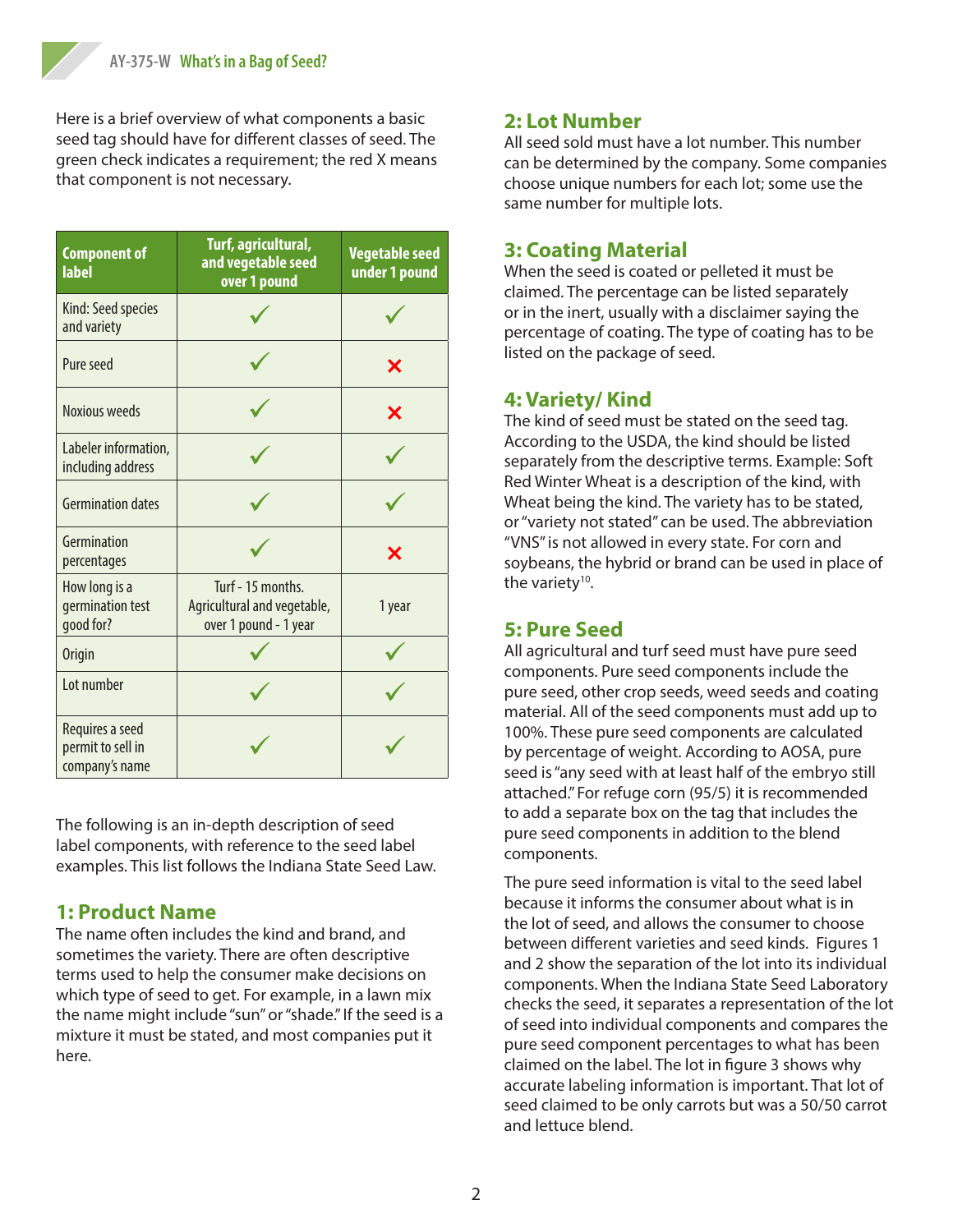Here is a brief overview of what components a basic seed tag should have for different classes of seed. The green check indicates a requirement; the red X means that component is not necessary.

| Component of label | Turf, agricultural, and vegetable seed over 1 pound | Vegetable seed under 1 pound |
|---|---|---|
| Kind: Seed species and variety | ✓ | ✓ |
| Pure seed | ✓ | ✗ |
| Noxious weeds | ✓ | ✗ |
| Labeler information, including address | ✓ | ✓ |
| Germination dates | ✓ | ✓ |
| Germination percentages | ✓ | ✗ |
| How long is a germination test good for? | Turf - 15 months. Agricultural and vegetable, over 1 pound - 1 year | 1 year |
| Origin | ✓ | ✓ |
| Lot number | ✓ | ✓ |
| Requires a seed permit to sell in company's name | ✓ | ✓ |

The following is an in-depth description of seed label components, with reference to the seed label examples. This list follows the Indiana State Seed Law.

## 1: Product Name

The name often includes the kind and brand, and sometimes the variety. There are often descriptive terms used to help the consumer make decisions on which type of seed to get. For example, in a lawn mix the name might include "sun" or "shade." If the seed is a mixture it must be stated, and most companies put it here.

## 2: Lot Number

All seed sold must have a lot number. This number can be determined by the company. Some companies choose unique numbers for each lot; some use the same number for multiple lots.

## 3: Coating Material

When the seed is coated or pelleted it must be claimed. The percentage can be listed separately or in the inert, usually with a disclaimer saying the percentage of coating. The type of coating has to be listed on the package of seed.

## 4: Variety/ Kind

The kind of seed must be stated on the seed tag. According to the USDA, the kind should be listed separately from the descriptive terms. Example: Soft Red Winter Wheat is a description of the kind, with Wheat being the kind. The variety has to be stated, or "variety not stated" can be used. The abbreviation "VNS" is not allowed in every state. For corn and soybeans, the hybrid or brand can be used in place of the variety[10].

## 5: Pure Seed

All agricultural and turf seed must have pure seed components. Pure seed components include the pure seed, other crop seeds, weed seeds and coating material. All of the seed components must add up to 100%. These pure seed components are calculated by percentage of weight. According to AOSA, pure seed is "any seed with at least half of the embryo still attached." For refuge corn (95/5) it is recommended to add a separate box on the tag that includes the pure seed components in addition to the blend components.

The pure seed information is vital to the seed label because it informs the consumer about what is in the lot of seed, and allows the consumer to choose between different varieties and seed kinds. Figures 1 and 2 show the separation of the lot into its individual components. When the Indiana State Seed Laboratory checks the seed, it separates a representation of the lot of seed into individual components and compares the pure seed component percentages to what has been claimed on the label. The lot in figure 3 shows why accurate labeling information is important. That lot of seed claimed to be only carrots but was a 50/50 carrot and lettuce blend.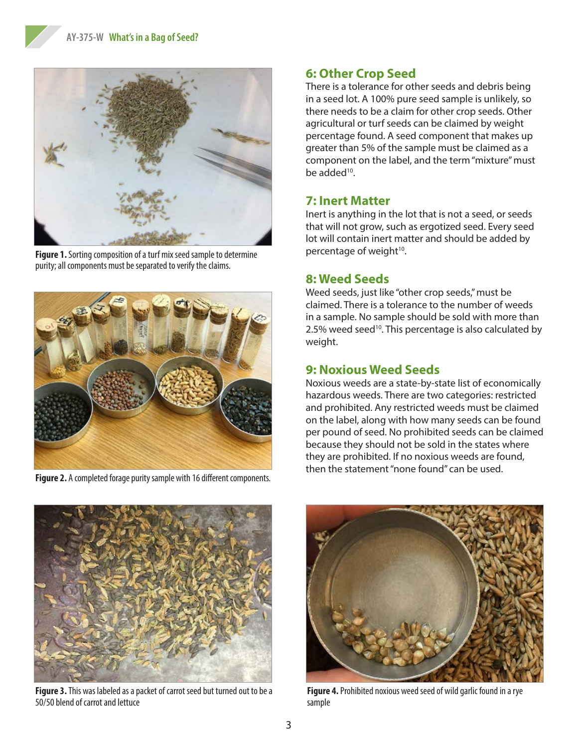Figure 1. Sorting composition of a turf mix seed sample to determine purity; all components must be separated to verify the claims.

Figure 2. A completed forage purity sample with 16 different components.

## 6: Other Crop Seed

There is a tolerance for other seeds and debris being in a seed lot. A 100% pure seed sample is unlikely, so there needs to be a claim for other crop seeds. Other agricultural or turf seeds can be claimed by weight percentage found. A seed component that makes up greater than 5% of the sample must be claimed as a component on the label, and the term "mixture" must be added[10].

## 7: Inert Matter

Inert is anything in the lot that is not a seed, or seeds that will not grow, such as ergotized seed. Every seed lot will contain inert matter and should be added by percentage of weight[10].

## 8: Weed Seeds

Weed seeds, just like "other crop seeds," must be claimed. There is a tolerance to the number of weeds in a sample. No sample should be sold with more than 2.5% weed seed[10]. This percentage is also calculated by weight.

## 9: Noxious Weed Seeds

Noxious weeds are a state-by-state list of economically hazardous weeds. There are two categories: restricted and prohibited. Any restricted weeds must be claimed on the label, along with how many seeds can be found per pound of seed. No prohibited seeds can be claimed because they should not be sold in the states where they are prohibited. If no noxious weeds are found, then the statement "none found" can be used.

Figure 3. This was labeled as a packet of carrot seed but turned out to be a 50/50 blend of carrot and lettuce

Figure 4. Prohibited noxious weed seed of wild garlic found in a rye sample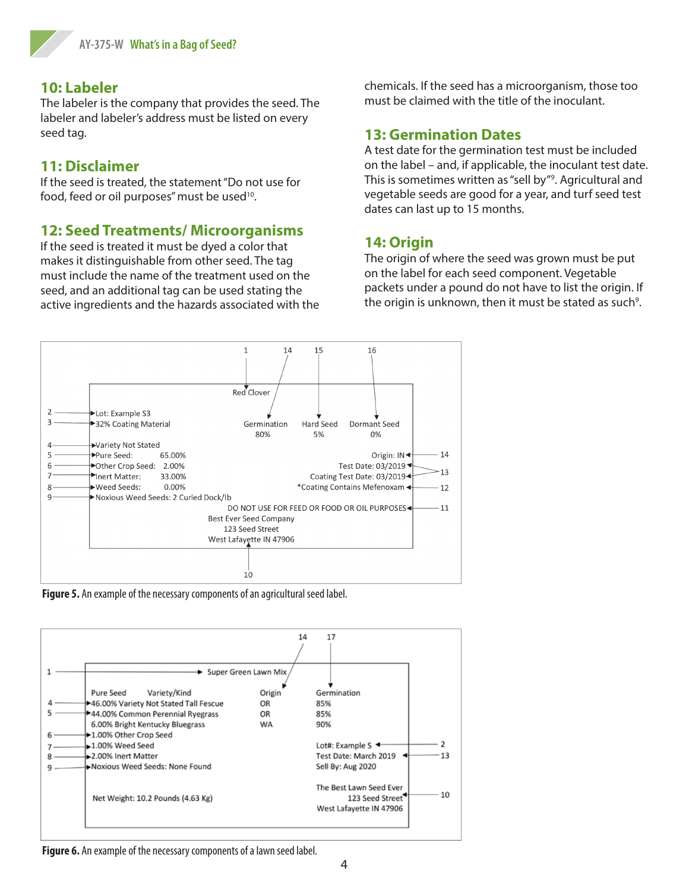## 10: Labeler

The labeler is the company that provides the seed. The labeler and labeler's address must be listed on every seed tag.

## 11: Disclaimer

If the seed is treated, the statement "Do not use for food, feed or oil purposes" must be used[10].

## 12: Seed Treatments/ Microorganisms

If the seed is treated it must be dyed a color that makes it distinguishable from other seed. The tag must include the name of the treatment used on the seed, and an additional tag can be used stating the active ingredients and the hazards associated with the chemicals. If the seed has a microorganism, those too must be claimed with the title of the inoculant.

## 13: Germination Dates

A test date for the germination test must be included on the label – and, if applicable, the inoculant test date. This is sometimes written as "sell by"[9]. Agricultural and vegetable seeds are good for a year, and turf seed test dates can last up to 15 months.

## 14: Origin

The origin of where the seed was grown must be put on the label for each seed component. Vegetable packets under a pound do not have to list the origin. If the origin is unknown, then it must be stated as such[9].

```
                                  1        14        15          16

                        Red Clover
2 ---> Lot: Example S3
3 ---> 32% Coating Material      Germination   Hard Seed   Dormant Seed
                                     80%           5%           0%
4 ---> Variety Not Stated
5 ---> Pure Seed:        65.00%                          Origin: IN <--- 14
6 ---> Other Crop Seed:   2.00%                   Test Date: 03/2019 <--- 13
7 ---> Inert Matter:     33.00%           Coating Test Date: 03/2019 <--- 13
8 ---> Weed Seeds:        0.00%        *Coating Contains Mefenoxam <--- 12
9 ---> Noxious Weed Seeds: 2 Curled Dock/lb
            DO NOT USE FOR FEED OR FOOD OR OIL PURPOSES <--- 11
                      Best Ever Seed Company
                          123 Seed Street
                      West Lafayette IN 47906

                                10
```

**Figure 5.** An example of the necessary components of an agricultural seed label.

```
                                            14      17
1 ---> Super Green Lawn Mix

       Pure Seed     Variety/Kind               Origin   Germination
4 ---> 46.00% Variety Not Stated Tall Fescue    OR       85%
5 ---> 44.00% Common Perennial Ryegrass         OR       85%
       6.00% Bright Kentucky Bluegrass          WA       90%
6 ---> 1.00% Other Crop Seed
7 ---> 1.00% Weed Seed                          Lot#: Example S <--- 2
8 ---> 2.00% Inert Matter                       Test Date: March 2019 <--- 13
9 ---> Noxious Weed Seeds: None Found           Sell By: Aug 2020

                                                The Best Lawn Seed Ever
       Net Weight: 10.2 Pounds (4.63 Kg)                123 Seed Street <--- 10
                                                West Lafayette IN 47906
```

**Figure 6.** An example of the necessary components of a lawn seed label.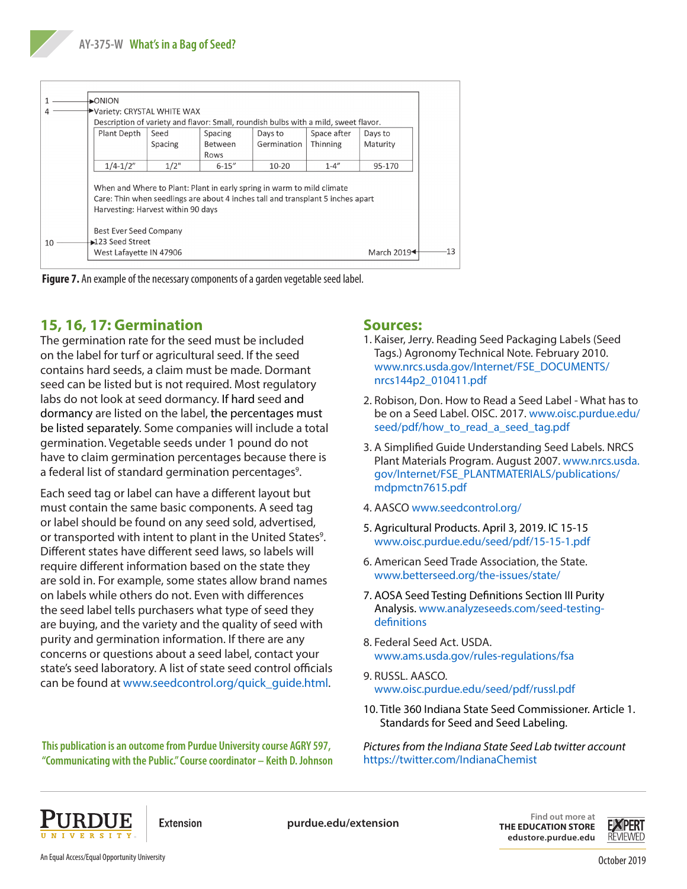| | | | | | |
|---|---|---|---|---|---|
| 1 → ONION | | | | | |
| 4 → Variety: CRYSTAL WHITE WAX | | | | | |
| Description of variety and flavor: Small, roundish bulbs with a mild, sweet flavor. | | | | | |
| Plant Depth | Seed Spacing | Spacing Between Rows | Days to Germination | Space after Thinning | Days to Maturity |
| 1/4-1/2" | 1/2" | 6-15" | 10-20 | 1-4" | 95-170 |

When and Where to Plant: Plant in early spring in warm to mild climate
Care: Thin when seedlings are about 4 inches tall and transplant 5 inches apart
Harvesting: Harvest within 90 days

Best Ever Seed Company
10 → 123 Seed Street
West Lafayette IN 47906
March 2019 ← 13

**Figure 7.** An example of the necessary components of a garden vegetable seed label.

## 15, 16, 17: Germination

The germination rate for the seed must be included on the label for turf or agricultural seed. If the seed contains hard seeds, a claim must be made. Dormant seed can be listed but is not required. Most regulatory labs do not look at seed dormancy. If hard seed and dormancy are listed on the label, the percentages must be listed separately. Some companies will include a total germination. Vegetable seeds under 1 pound do not have to claim germination percentages because there is a federal list of standard germination percentages[9].

Each seed tag or label can have a different layout but must contain the same basic components. A seed tag or label should be found on any seed sold, advertised, or transported with intent to plant in the United States[9]. Different states have different seed laws, so labels will require different information based on the state they are sold in. For example, some states allow brand names on labels while others do not. Even with differences the seed label tells purchasers what type of seed they are buying, and the variety and the quality of seed with purity and germination information. If there are any concerns or questions about a seed label, contact your state's seed laboratory. A list of state seed control officials can be found at www.seedcontrol.org/quick_guide.html.

**This publication is an outcome from Purdue University course AGRY 597, "Communicating with the Public." Course coordinator – Keith D. Johnson**

## Sources:

1. Kaiser, Jerry. Reading Seed Packaging Labels (Seed Tags.) Agronomy Technical Note. February 2010. www.nrcs.usda.gov/Internet/FSE_DOCUMENTS/nrcs144p2_010411.pdf
2. Robison, Don. How to Read a Seed Label - What has to be on a Seed Label. OISC. 2017. www.oisc.purdue.edu/seed/pdf/how_to_read_a_seed_tag.pdf
3. A Simplified Guide Understanding Seed Labels. NRCS Plant Materials Program. August 2007. www.nrcs.usda.gov/Internet/FSE_PLANTMATERIALS/publications/mdpmctn7615.pdf
4. AASCO www.seedcontrol.org/
5. Agricultural Products. April 3, 2019. IC 15-15 www.oisc.purdue.edu/seed/pdf/15-15-1.pdf
6. American Seed Trade Association, the State. www.betterseed.org/the-issues/state/
7. AOSA Seed Testing Definitions Section III Purity Analysis. www.analyzeseeds.com/seed-testing-definitions
8. Federal Seed Act. USDA. www.ams.usda.gov/rules-regulations/fsa
9. RUSSL. AASCO. www.oisc.purdue.edu/seed/pdf/russl.pdf
10. Title 360 Indiana State Seed Commissioner. Article 1. Standards for Seed and Seed Labeling.

*Pictures from the Indiana State Seed Lab twitter account* https://twitter.com/IndianaChemist

PURDUE UNIVERSITY | Extension | purdue.edu/extension

Find out more at THE EDUCATION STORE edustore.purdue.edu | EXPERT REVIEWED

An Equal Access/Equal Opportunity University

October 2019